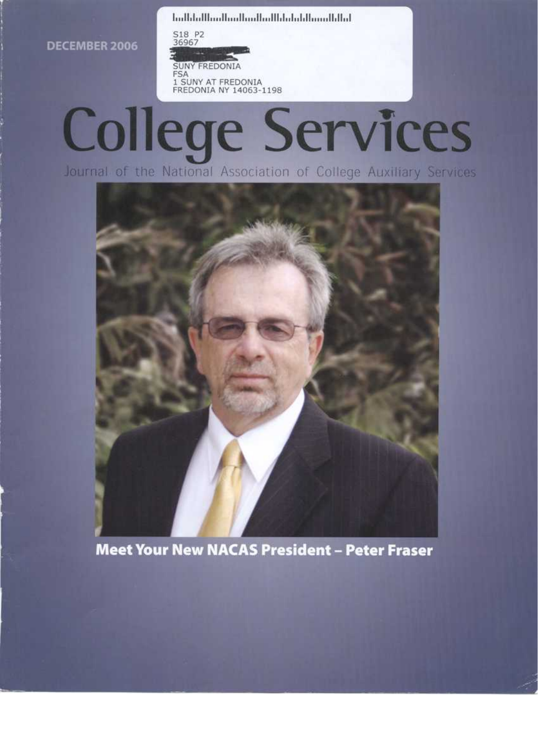DECEMBER 2006

S18 P2
36967

SUNY FREDONIA
FSA
1 SUNY AT FREDONIA
FREDONIA NY 14063-1198

# College Services

Journal of the National Association of College Auxiliary Services

**Meet Your New NACAS President – Peter Fraser**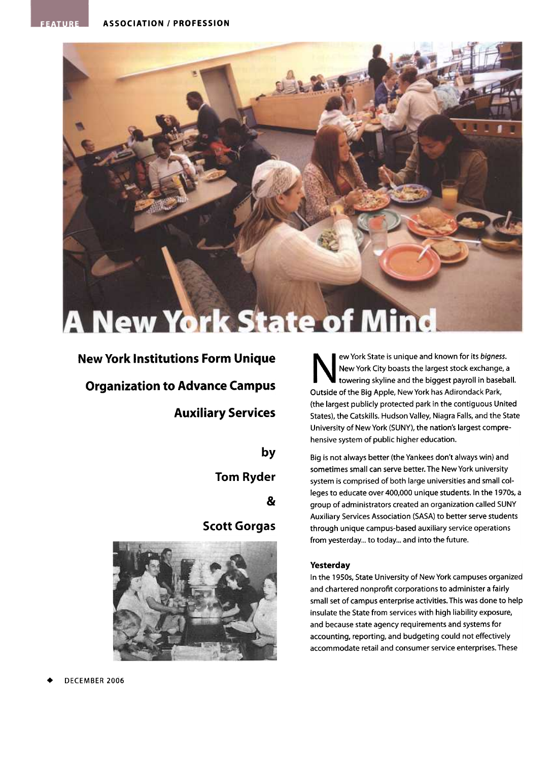# A New York State of Mind

## New York Institutions Form Unique Organization to Advance Campus Auxiliary Services

**by Tom Ryder & Scott Gorgas**

New York State is unique and known for its *bigness*. New York City boasts the largest stock exchange, a towering skyline and the biggest payroll in baseball. Outside of the Big Apple, New York has Adirondack Park, (the largest publicly protected park in the contiguous United States), the Catskills. Hudson Valley, Niagra Falls, and the State University of New York (SUNY), the nation's largest comprehensive system of public higher education.

Big is not always better (the Yankees don't always win) and sometimes small can serve better. The New York university system is comprised of both large universities and small colleges to educate over 400,000 unique students. In the 1970s, a group of administrators created an organization called SUNY Auxiliary Services Association (SASA) to better serve students through unique campus-based auxiliary service operations from yesterday... to today... and into the future.

### Yesterday

In the 1950s, State University of New York campuses organized and chartered nonprofit corporations to administer a fairly small set of campus enterprise activities. This was done to help insulate the State from services with high liability exposure, and because state agency requirements and systems for accounting, reporting, and budgeting could not effectively accommodate retail and consumer service enterprises. These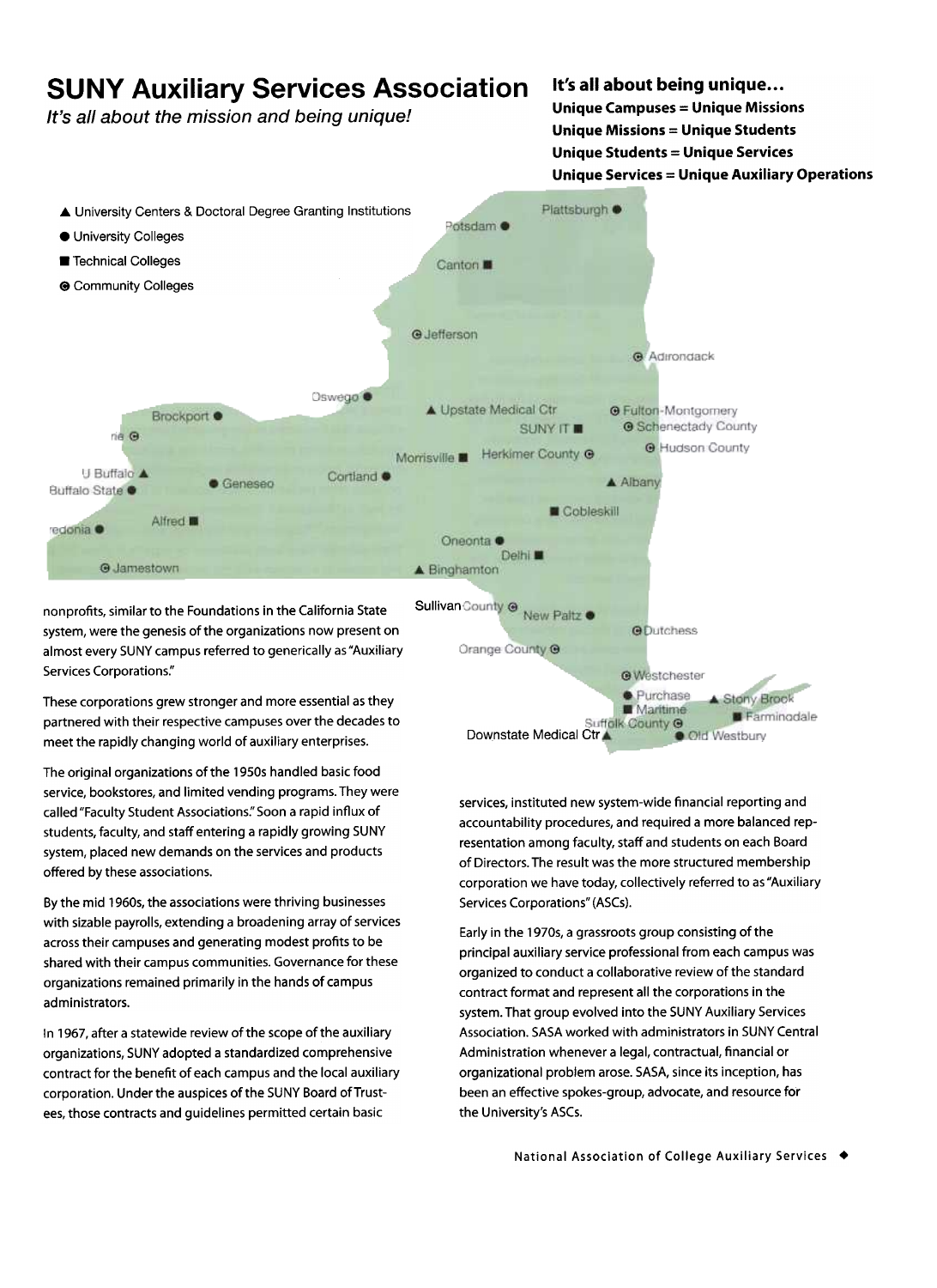# SUNY Auxiliary Services Association

*It's all about the mission and being unique!*

**It's all about being unique...**

**Unique Campuses = Unique Missions**
**Unique Missions = Unique Students**
**Unique Students = Unique Services**
**Unique Services = Unique Auxiliary Operations**

- ▲ University Centers & Doctoral Degree Granting Institutions
- ● University Colleges
- ■ Technical Colleges
- ⊛ Community Colleges

Plattsburgh ● Potsdam ● Canton ■ Jefferson ⊛ Adirondack ⊛ Oswego ● Brockport ● Upstate Medical Ctr ▲ SUNY IT ■ Fulton-Montgomery ⊛ Schenectady County ⊛ Hudson County ⊛ Erie ⊛ Morrisville ■ Herkimer County ⊛ U Buffalo ▲ Buffalo State ● Geneseo ● Cortland ● Albany ▲ Cobleskill ■ Alfred ■ Fredonia ● Oneonta ● Delhi ■ Jamestown ⊛ Binghamton ▲ Sullivan County ⊛ New Paltz ● Dutchess ⊛ Orange County ⊛ Westchester ⊛ Purchase ● Maritime ■ Stony Brook ▲ Farmingdale ■ Suffolk County ⊛ Downstate Medical Ctr ▲ Old Westbury ●

nonprofits, similar to the Foundations in the California State system, were the genesis of the organizations now present on almost every SUNY campus referred to generically as "Auxiliary Services Corporations."

These corporations grew stronger and more essential as they partnered with their respective campuses over the decades to meet the rapidly changing world of auxiliary enterprises.

The original organizations of the 1950s handled basic food service, bookstores, and limited vending programs. They were called "Faculty Student Associations." Soon a rapid influx of students, faculty, and staff entering a rapidly growing SUNY system, placed new demands on the services and products offered by these associations.

By the mid 1960s, the associations were thriving businesses with sizable payrolls, extending a broadening array of services across their campuses and generating modest profits to be shared with their campus communities. Governance for these organizations remained primarily in the hands of campus administrators.

In 1967, after a statewide review of the scope of the auxiliary organizations, SUNY adopted a standardized comprehensive contract for the benefit of each campus and the local auxiliary corporation. Under the auspices of the SUNY Board of Trustees, those contracts and guidelines permitted certain basic services, instituted new system-wide financial reporting and accountability procedures, and required a more balanced representation among faculty, staff and students on each Board of Directors. The result was the more structured membership corporation we have today, collectively referred to as "Auxiliary Services Corporations" (ASCs).

Early in the 1970s, a grassroots group consisting of the principal auxiliary service professional from each campus was organized to conduct a collaborative review of the standard contract format and represent all the corporations in the system. That group evolved into the SUNY Auxiliary Services Association. SASA worked with administrators in SUNY Central Administration whenever a legal, contractual, financial or organizational problem arose. SASA, since its inception, has been an effective spokes-group, advocate, and resource for the University's ASCs.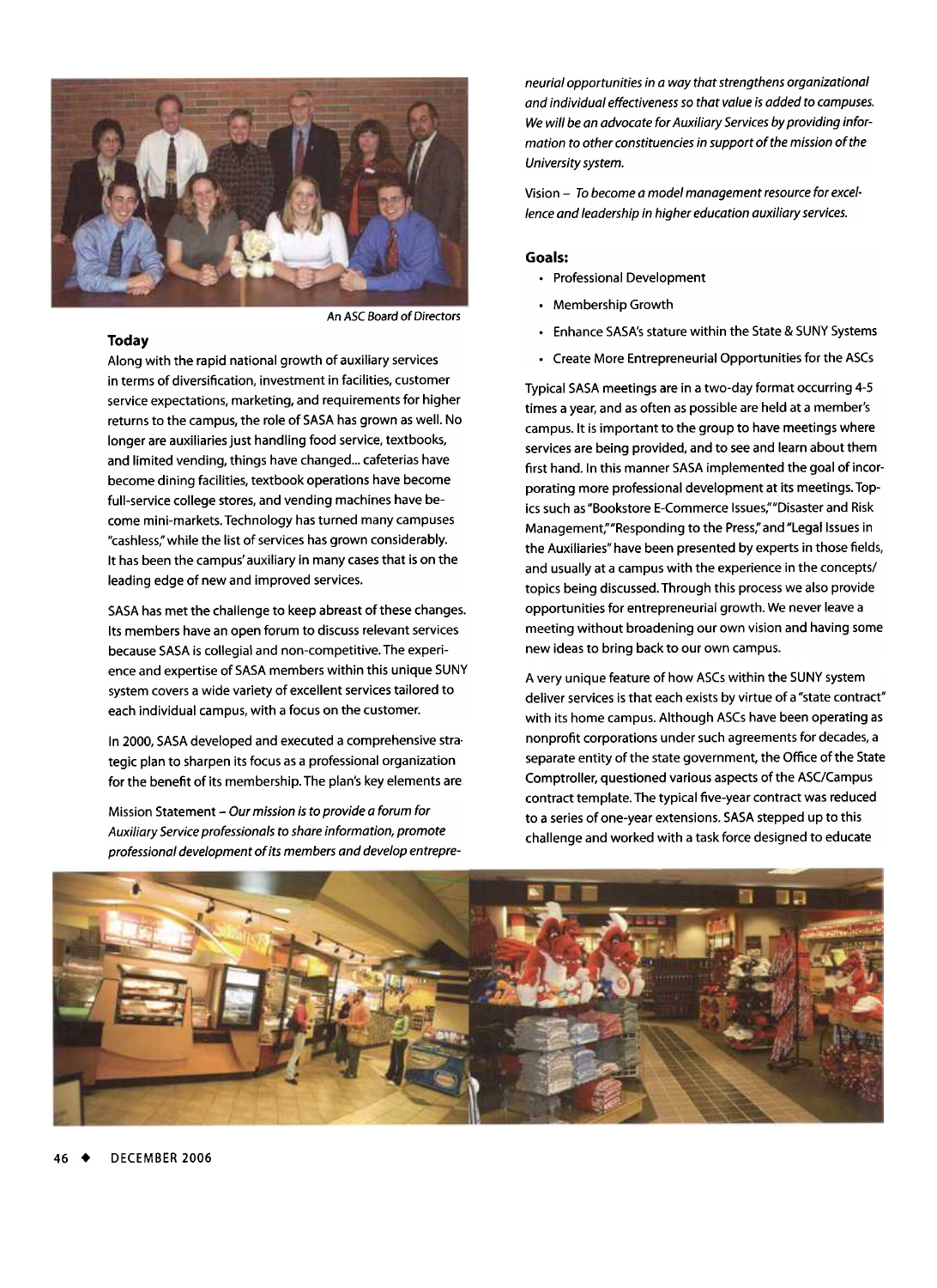An ASC Board of Directors

### Today

Along with the rapid national growth of auxiliary services in terms of diversification, investment in facilities, customer service expectations, marketing, and requirements for higher returns to the campus, the role of SASA has grown as well. No longer are auxiliaries just handling food service, textbooks, and limited vending, things have changed... cafeterias have become dining facilities, textbook operations have become full-service college stores, and vending machines have become mini-markets. Technology has turned many campuses "cashless," while the list of services has grown considerably. It has been the campus' auxiliary in many cases that is on the leading edge of new and improved services.

SASA has met the challenge to keep abreast of these changes. Its members have an open forum to discuss relevant services because SASA is collegial and non-competitive. The experience and expertise of SASA members within this unique SUNY system covers a wide variety of excellent services tailored to each individual campus, with a focus on the customer.

In 2000, SASA developed and executed a comprehensive strategic plan to sharpen its focus as a professional organization for the benefit of its membership. The plan's key elements are

Mission Statement – *Our mission is to provide a forum for Auxiliary Service professionals to share information, promote professional development of its members and develop entrepreneurial opportunities in a way that strengthens organizational and individual effectiveness so that value is added to campuses. We will be an advocate for Auxiliary Services by providing information to other constituencies in support of the mission of the University system.*

Vision – *To become a model management resource for excellence and leadership in higher education auxiliary services.*

#### Goals:

- Professional Development
- Membership Growth
- Enhance SASA's stature within the State & SUNY Systems
- Create More Entrepreneurial Opportunities for the ASCs

Typical SASA meetings are in a two-day format occurring 4-5 times a year, and as often as possible are held at a member's campus. It is important to the group to have meetings where services are being provided, and to see and learn about them first hand. In this manner SASA implemented the goal of incorporating more professional development at its meetings. Topics such as "Bookstore E-Commerce Issues," "Disaster and Risk Management," "Responding to the Press," and "Legal Issues in the Auxiliaries" have been presented by experts in those fields, and usually at a campus with the experience in the concepts/topics being discussed. Through this process we also provide opportunities for entrepreneurial growth. We never leave a meeting without broadening our own vision and having some new ideas to bring back to our own campus.

A very unique feature of how ASCs within the SUNY system deliver services is that each exists by virtue of a "state contract" with its home campus. Although ASCs have been operating as nonprofit corporations under such agreements for decades, a separate entity of the state government, the Office of the State Comptroller, questioned various aspects of the ASC/Campus contract template. The typical five-year contract was reduced to a series of one-year extensions. SASA stepped up to this challenge and worked with a task force designed to educate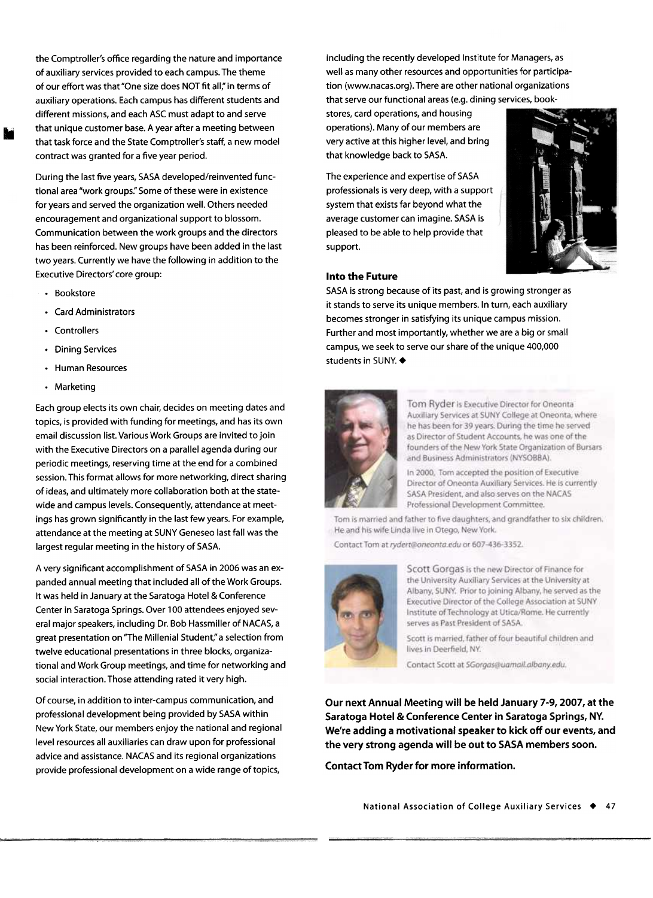the Comptroller's office regarding the nature and importance of auxiliary services provided to each campus. The theme of our effort was that "One size does NOT fit all," in terms of auxiliary operations. Each campus has different students and different missions, and each ASC must adapt to and serve that unique customer base. A year after a meeting between that task force and the State Comptroller's staff, a new model contract was granted for a five year period.

During the last five years, SASA developed/reinvented functional area "work groups." Some of these were in existence for years and served the organization well. Others needed encouragement and organizational support to blossom. Communication between the work groups and the directors has been reinforced. New groups have been added in the last two years. Currently we have the following in addition to the Executive Directors' core group:

- Bookstore
- Card Administrators
- Controllers
- Dining Services
- Human Resources
- Marketing

Each group elects its own chair, decides on meeting dates and topics, is provided with funding for meetings, and has its own email discussion list. Various Work Groups are invited to join with the Executive Directors on a parallel agenda during our periodic meetings, reserving time at the end for a combined session. This format allows for more networking, direct sharing of ideas, and ultimately more collaboration both at the statewide and campus levels. Consequently, attendance at meetings has grown significantly in the last few years. For example, attendance at the meeting at SUNY Geneseo last fall was the largest regular meeting in the history of SASA.

A very significant accomplishment of SASA in 2006 was an expanded annual meeting that included all of the Work Groups. It was held in January at the Saratoga Hotel & Conference Center in Saratoga Springs. Over 100 attendees enjoyed several major speakers, including Dr. Bob Hassmiller of NACAS, a great presentation on "The Millenial Student," a selection from twelve educational presentations in three blocks, organizational and Work Group meetings, and time for networking and social interaction. Those attending rated it very high.

Of course, in addition to inter-campus communication, and professional development being provided by SASA within New York State, our members enjoy the national and regional level resources all auxiliaries can draw upon for professional advice and assistance. NACAS and its regional organizations provide professional development on a wide range of topics, including the recently developed Institute for Managers, as well as many other resources and opportunities for participation (www.nacas.org). There are other national organizations that serve our functional areas (e.g. dining services, bookstores, card operations, and housing operations). Many of our members are very active at this higher level, and bring that knowledge back to SASA.

The experience and expertise of SASA professionals is very deep, with a support system that exists far beyond what the average customer can imagine. SASA is pleased to be able to help provide that support.

### Into the Future

SASA is strong because of its past, and is growing stronger as it stands to serve its unique members. In turn, each auxiliary becomes stronger in satisfying its unique campus mission. Further and most importantly, whether we are a big or small campus, we seek to serve our share of the unique 400,000 students in SUNY. ◆

Tom Ryder is Executive Director for Oneonta Auxiliary Services at SUNY College at Oneonta, where he has been for 39 years. During the time he served as Director of Student Accounts, he was one of the founders of the New York State Organization of Bursars and Business Administrators (NYSOBBA).

In 2000, Tom accepted the position of Executive Director of Oneonta Auxiliary Services. He is currently SASA President, and also serves on the NACAS Professional Development Committee.

Tom is married and father to five daughters, and grandfather to six children. He and his wife Linda live in Otego, New York.

Contact Tom at *rydert@oneonta.edu* or 607-436-3352.

Scott Gorgas is the new Director of Finance for the University Auxiliary Services at the University at Albany, SUNY. Prior to joining Albany, he served as the Executive Director of the College Association at SUNY Institute of Technology at Utica/Rome. He currently serves as Past President of SASA.

Scott is married, father of four beautiful children and lives in Deerfield, NY.

Contact Scott at *SGorgas@uamail.albany.edu*.

**Our next Annual Meeting will be held January 7-9, 2007, at the Saratoga Hotel & Conference Center in Saratoga Springs, NY. We're adding a motivational speaker to kick off our events, and the very strong agenda will be out to SASA members soon.**

**Contact Tom Ryder for more information.**